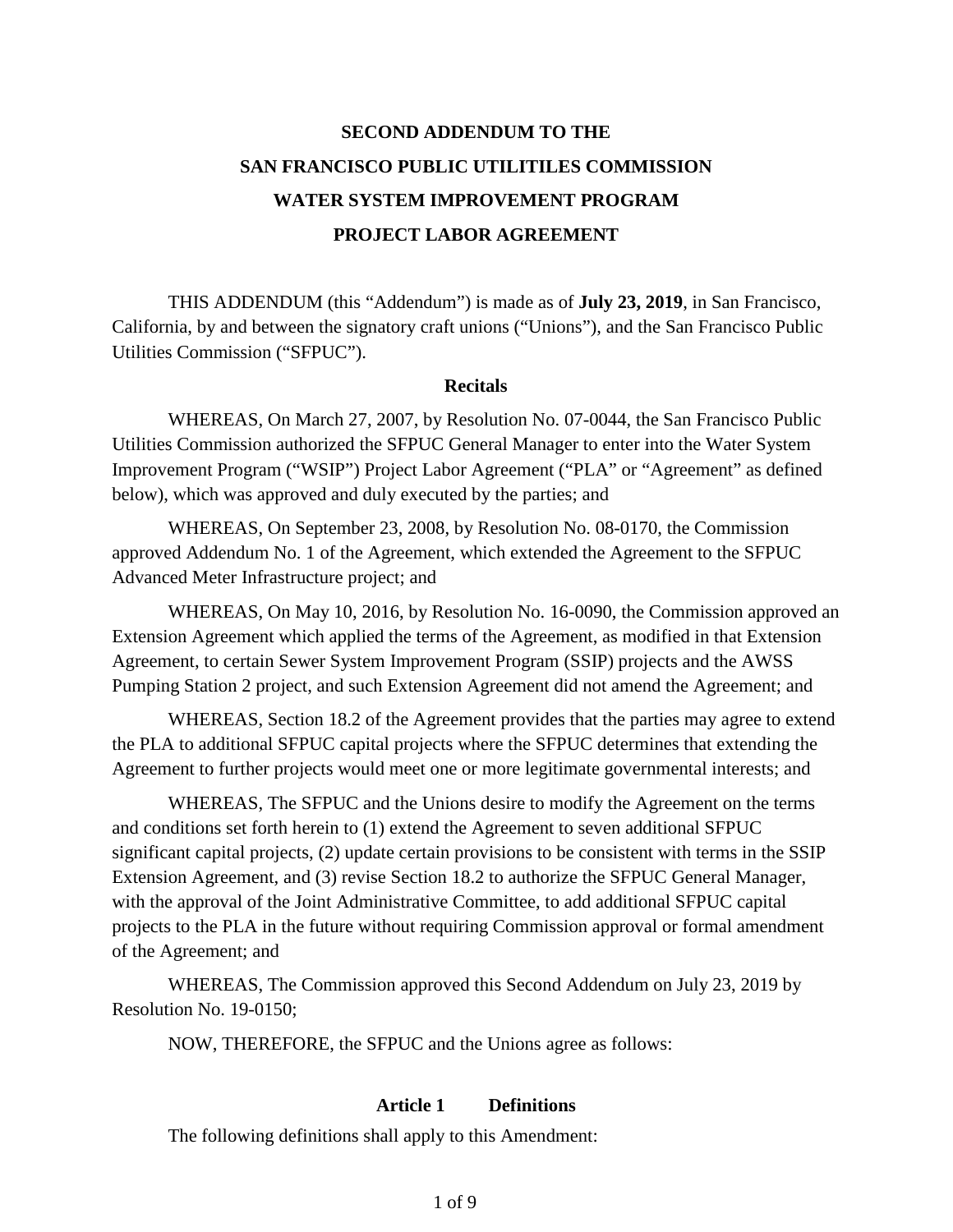# SECOND ADDENDUM TO THE SAN FRANCISCO PUBLIC UTILITILES COMMISSION WATER SYSTEM IMPROVEMENT PROGRAM PROJECT LABOR AGREEMENT

THIS ADDENDUM (this "Addendum") is made as of **July 23, 2019**, in San Francisco, California, by and between the signatory craft unions ("Unions"), and the San Francisco Public Utilities Commission ("SFPUC").

## Recitals

WHEREAS, On March 27, 2007, by Resolution No. 07-0044, the San Francisco Public Utilities Commission authorized the SFPUC General Manager to enter into the Water System Improvement Program ("WSIP") Project Labor Agreement ("PLA" or "Agreement" as defined below), which was approved and duly executed by the parties; and

WHEREAS, On September 23, 2008, by Resolution No. 08-0170, the Commission approved Addendum No. 1 of the Agreement, which extended the Agreement to the SFPUC Advanced Meter Infrastructure project; and

WHEREAS, On May 10, 2016, by Resolution No. 16-0090, the Commission approved an Extension Agreement which applied the terms of the Agreement, as modified in that Extension Agreement, to certain Sewer System Improvement Program (SSIP) projects and the AWSS Pumping Station 2 project, and such Extension Agreement did not amend the Agreement; and

WHEREAS, Section 18.2 of the Agreement provides that the parties may agree to extend the PLA to additional SFPUC capital projects where the SFPUC determines that extending the Agreement to further projects would meet one or more legitimate governmental interests; and

WHEREAS, The SFPUC and the Unions desire to modify the Agreement on the terms and conditions set forth herein to (1) extend the Agreement to seven additional SFPUC significant capital projects, (2) update certain provisions to be consistent with terms in the SSIP Extension Agreement, and (3) revise Section 18.2 to authorize the SFPUC General Manager, with the approval of the Joint Administrative Committee, to add additional SFPUC capital projects to the PLA in the future without requiring Commission approval or formal amendment of the Agreement; and

WHEREAS, The Commission approved this Second Addendum on July 23, 2019 by Resolution No. 19-0150;

NOW, THEREFORE, the SFPUC and the Unions agree as follows:

## Article 1 Definitions

The following definitions shall apply to this Amendment: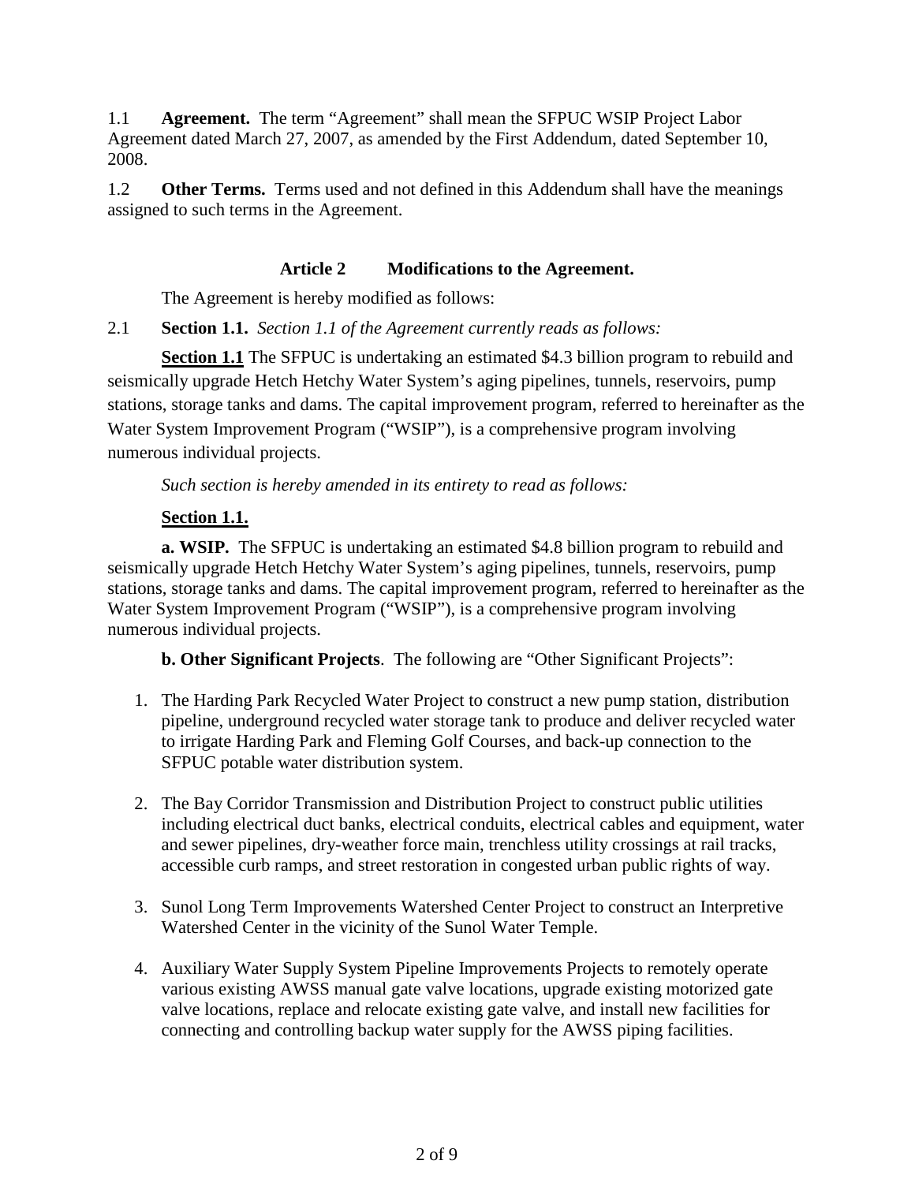1.1 **Agreement.** The term "Agreement" shall mean the SFPUC WSIP Project Labor Agreement dated March 27, 2007, as amended by the First Addendum, dated September 10, 2008.

1.2 **Other Terms.** Terms used and not defined in this Addendum shall have the meanings assigned to such terms in the Agreement.

## Article 2 Modifications to the Agreement.

The Agreement is hereby modified as follows:

2.1 **Section 1.1.** *Section 1.1 of the Agreement currently reads as follows:*

**Section 1.1** The SFPUC is undertaking an estimated \$4.3 billion program to rebuild and seismically upgrade Hetch Hetchy Water System's aging pipelines, tunnels, reservoirs, pump stations, storage tanks and dams. The capital improvement program, referred to hereinafter as the Water System Improvement Program ("WSIP"), is a comprehensive program involving numerous individual projects.

*Such section is hereby amended in its entirety to read as follows:*

**Section 1.1.**

**a. WSIP.** The SFPUC is undertaking an estimated \$4.8 billion program to rebuild and seismically upgrade Hetch Hetchy Water System's aging pipelines, tunnels, reservoirs, pump stations, storage tanks and dams. The capital improvement program, referred to hereinafter as the Water System Improvement Program ("WSIP"), is a comprehensive program involving numerous individual projects.

**b. Other Significant Projects**. The following are "Other Significant Projects":

1. The Harding Park Recycled Water Project to construct a new pump station, distribution pipeline, underground recycled water storage tank to produce and deliver recycled water to irrigate Harding Park and Fleming Golf Courses, and back-up connection to the SFPUC potable water distribution system.

2. The Bay Corridor Transmission and Distribution Project to construct public utilities including electrical duct banks, electrical conduits, electrical cables and equipment, water and sewer pipelines, dry-weather force main, trenchless utility crossings at rail tracks, accessible curb ramps, and street restoration in congested urban public rights of way.

3. Sunol Long Term Improvements Watershed Center Project to construct an Interpretive Watershed Center in the vicinity of the Sunol Water Temple.

4. Auxiliary Water Supply System Pipeline Improvements Projects to remotely operate various existing AWSS manual gate valve locations, upgrade existing motorized gate valve locations, replace and relocate existing gate valve, and install new facilities for connecting and controlling backup water supply for the AWSS piping facilities.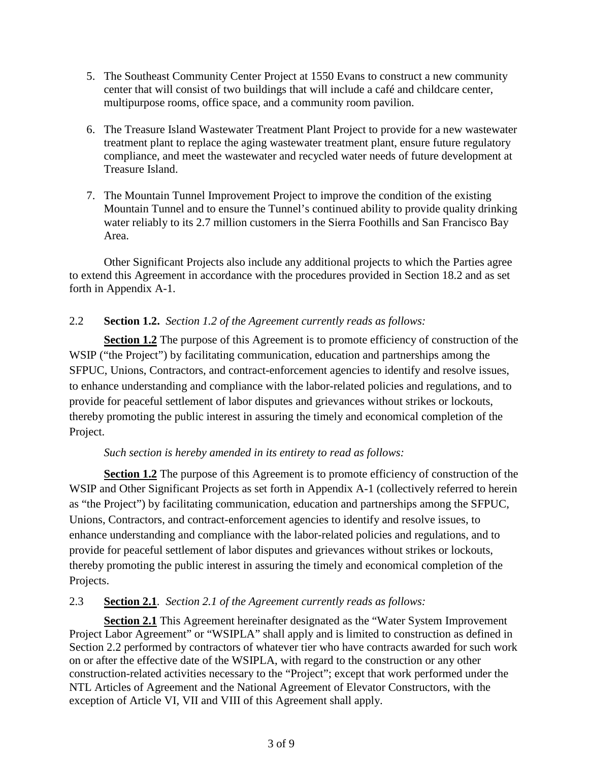5. The Southeast Community Center Project at 1550 Evans to construct a new community center that will consist of two buildings that will include a café and childcare center, multipurpose rooms, office space, and a community room pavilion.

6. The Treasure Island Wastewater Treatment Plant Project to provide for a new wastewater treatment plant to replace the aging wastewater treatment plant, ensure future regulatory compliance, and meet the wastewater and recycled water needs of future development at Treasure Island.

7. The Mountain Tunnel Improvement Project to improve the condition of the existing Mountain Tunnel and to ensure the Tunnel's continued ability to provide quality drinking water reliably to its 2.7 million customers in the Sierra Foothills and San Francisco Bay Area.

Other Significant Projects also include any additional projects to which the Parties agree to extend this Agreement in accordance with the procedures provided in Section 18.2 and as set forth in Appendix A-1.

2.2 **Section 1.2.** *Section 1.2 of the Agreement currently reads as follows:*

**Section 1.2** The purpose of this Agreement is to promote efficiency of construction of the WSIP ("the Project") by facilitating communication, education and partnerships among the SFPUC, Unions, Contractors, and contract-enforcement agencies to identify and resolve issues, to enhance understanding and compliance with the labor-related policies and regulations, and to provide for peaceful settlement of labor disputes and grievances without strikes or lockouts, thereby promoting the public interest in assuring the timely and economical completion of the Project.

*Such section is hereby amended in its entirety to read as follows:*

**Section 1.2** The purpose of this Agreement is to promote efficiency of construction of the WSIP and Other Significant Projects as set forth in Appendix A-1 (collectively referred to herein as "the Project") by facilitating communication, education and partnerships among the SFPUC, Unions, Contractors, and contract-enforcement agencies to identify and resolve issues, to enhance understanding and compliance with the labor-related policies and regulations, and to provide for peaceful settlement of labor disputes and grievances without strikes or lockouts, thereby promoting the public interest in assuring the timely and economical completion of the Projects.

2.3 **Section 2.1**. *Section 2.1 of the Agreement currently reads as follows:*

**Section 2.1** This Agreement hereinafter designated as the "Water System Improvement Project Labor Agreement" or "WSIPLA" shall apply and is limited to construction as defined in Section 2.2 performed by contractors of whatever tier who have contracts awarded for such work on or after the effective date of the WSIPLA, with regard to the construction or any other construction-related activities necessary to the "Project"; except that work performed under the NTL Articles of Agreement and the National Agreement of Elevator Constructors, with the exception of Article VI, VII and VIII of this Agreement shall apply.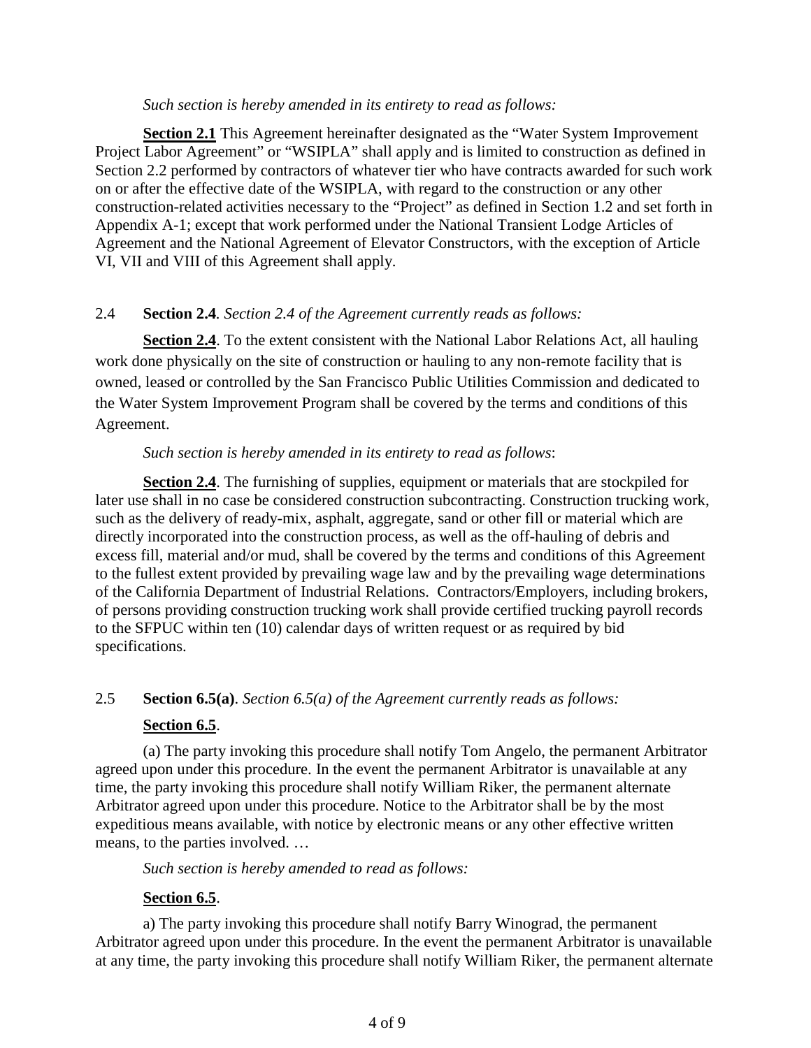*Such section is hereby amended in its entirety to read as follows:*

**Section 2.1** This Agreement hereinafter designated as the "Water System Improvement Project Labor Agreement" or "WSIPLA" shall apply and is limited to construction as defined in Section 2.2 performed by contractors of whatever tier who have contracts awarded for such work on or after the effective date of the WSIPLA, with regard to the construction or any other construction-related activities necessary to the "Project" as defined in Section 1.2 and set forth in Appendix A-1; except that work performed under the National Transient Lodge Articles of Agreement and the National Agreement of Elevator Constructors, with the exception of Article VI, VII and VIII of this Agreement shall apply.

2.4 **Section 2.4**. *Section 2.4 of the Agreement currently reads as follows:*

**Section 2.4**. To the extent consistent with the National Labor Relations Act, all hauling work done physically on the site of construction or hauling to any non-remote facility that is owned, leased or controlled by the San Francisco Public Utilities Commission and dedicated to the Water System Improvement Program shall be covered by the terms and conditions of this Agreement.

*Such section is hereby amended in its entirety to read as follows*:

**Section 2.4**. The furnishing of supplies, equipment or materials that are stockpiled for later use shall in no case be considered construction subcontracting. Construction trucking work, such as the delivery of ready-mix, asphalt, aggregate, sand or other fill or material which are directly incorporated into the construction process, as well as the off-hauling of debris and excess fill, material and/or mud, shall be covered by the terms and conditions of this Agreement to the fullest extent provided by prevailing wage law and by the prevailing wage determinations of the California Department of Industrial Relations. Contractors/Employers, including brokers, of persons providing construction trucking work shall provide certified trucking payroll records to the SFPUC within ten (10) calendar days of written request or as required by bid specifications.

2.5 **Section 6.5(a)**. *Section 6.5(a) of the Agreement currently reads as follows:*

**Section 6.5**.

(a) The party invoking this procedure shall notify Tom Angelo, the permanent Arbitrator agreed upon under this procedure. In the event the permanent Arbitrator is unavailable at any time, the party invoking this procedure shall notify William Riker, the permanent alternate Arbitrator agreed upon under this procedure. Notice to the Arbitrator shall be by the most expeditious means available, with notice by electronic means or any other effective written means, to the parties involved. …

*Such section is hereby amended to read as follows:*

**Section 6.5**.

a) The party invoking this procedure shall notify Barry Winograd, the permanent Arbitrator agreed upon under this procedure. In the event the permanent Arbitrator is unavailable at any time, the party invoking this procedure shall notify William Riker, the permanent alternate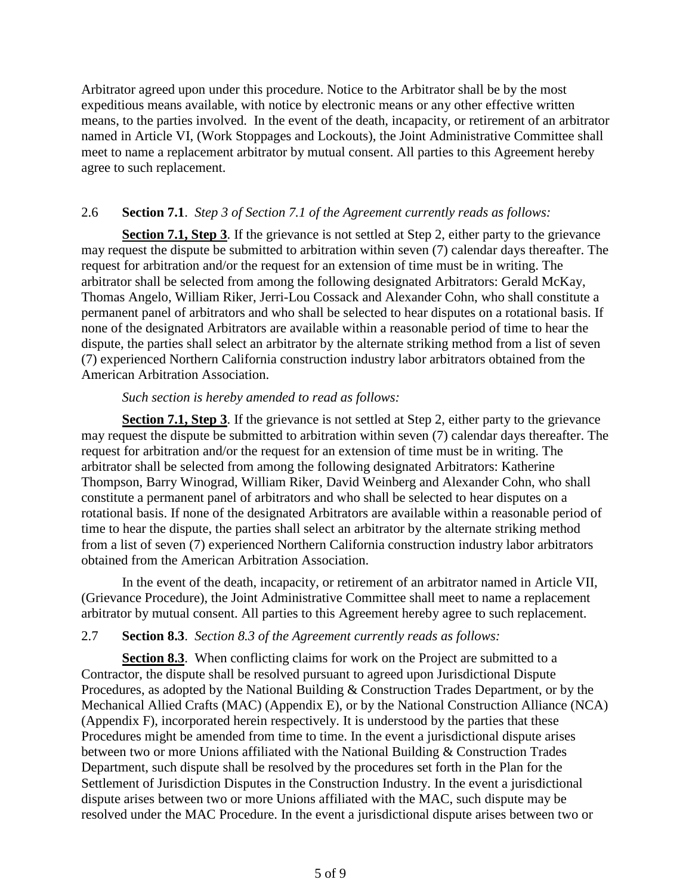Arbitrator agreed upon under this procedure. Notice to the Arbitrator shall be by the most expeditious means available, with notice by electronic means or any other effective written means, to the parties involved. In the event of the death, incapacity, or retirement of an arbitrator named in Article VI, (Work Stoppages and Lockouts), the Joint Administrative Committee shall meet to name a replacement arbitrator by mutual consent. All parties to this Agreement hereby agree to such replacement.

2.6 **Section 7.1**. *Step 3 of Section 7.1 of the Agreement currently reads as follows:*

**Section 7.1, Step 3**. If the grievance is not settled at Step 2, either party to the grievance may request the dispute be submitted to arbitration within seven (7) calendar days thereafter. The request for arbitration and/or the request for an extension of time must be in writing. The arbitrator shall be selected from among the following designated Arbitrators: Gerald McKay, Thomas Angelo, William Riker, Jerri-Lou Cossack and Alexander Cohn, who shall constitute a permanent panel of arbitrators and who shall be selected to hear disputes on a rotational basis. If none of the designated Arbitrators are available within a reasonable period of time to hear the dispute, the parties shall select an arbitrator by the alternate striking method from a list of seven (7) experienced Northern California construction industry labor arbitrators obtained from the American Arbitration Association.

*Such section is hereby amended to read as follows:*

**Section 7.1, Step 3**. If the grievance is not settled at Step 2, either party to the grievance may request the dispute be submitted to arbitration within seven (7) calendar days thereafter. The request for arbitration and/or the request for an extension of time must be in writing. The arbitrator shall be selected from among the following designated Arbitrators: Katherine Thompson, Barry Winograd, William Riker, David Weinberg and Alexander Cohn, who shall constitute a permanent panel of arbitrators and who shall be selected to hear disputes on a rotational basis. If none of the designated Arbitrators are available within a reasonable period of time to hear the dispute, the parties shall select an arbitrator by the alternate striking method from a list of seven (7) experienced Northern California construction industry labor arbitrators obtained from the American Arbitration Association.

In the event of the death, incapacity, or retirement of an arbitrator named in Article VII, (Grievance Procedure), the Joint Administrative Committee shall meet to name a replacement arbitrator by mutual consent. All parties to this Agreement hereby agree to such replacement.

2.7 **Section 8.3**. *Section 8.3 of the Agreement currently reads as follows:*

**Section 8.3**. When conflicting claims for work on the Project are submitted to a Contractor, the dispute shall be resolved pursuant to agreed upon Jurisdictional Dispute Procedures, as adopted by the National Building & Construction Trades Department, or by the Mechanical Allied Crafts (MAC) (Appendix E), or by the National Construction Alliance (NCA) (Appendix F), incorporated herein respectively. It is understood by the parties that these Procedures might be amended from time to time. In the event a jurisdictional dispute arises between two or more Unions affiliated with the National Building & Construction Trades Department, such dispute shall be resolved by the procedures set forth in the Plan for the Settlement of Jurisdiction Disputes in the Construction Industry. In the event a jurisdictional dispute arises between two or more Unions affiliated with the MAC, such dispute may be resolved under the MAC Procedure. In the event a jurisdictional dispute arises between two or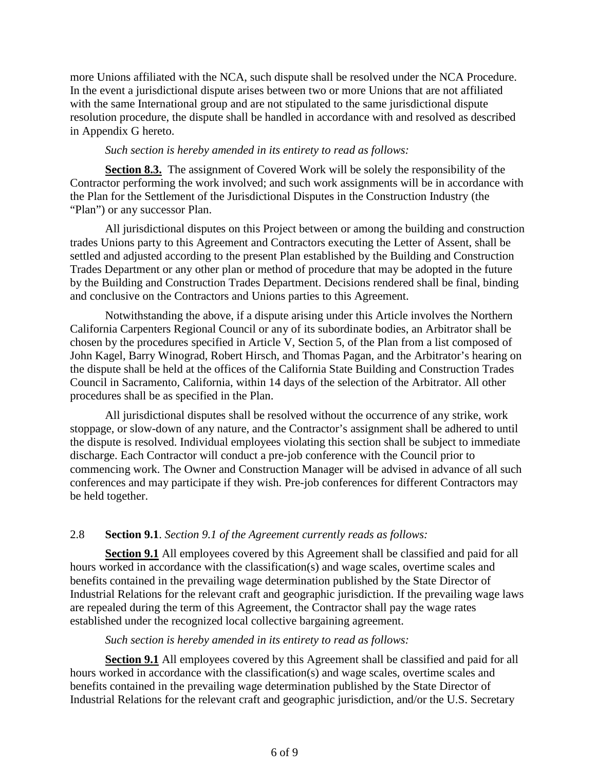more Unions affiliated with the NCA, such dispute shall be resolved under the NCA Procedure. In the event a jurisdictional dispute arises between two or more Unions that are not affiliated with the same International group and are not stipulated to the same jurisdictional dispute resolution procedure, the dispute shall be handled in accordance with and resolved as described in Appendix G hereto.

*Such section is hereby amended in its entirety to read as follows:*

**Section 8.3.** The assignment of Covered Work will be solely the responsibility of the Contractor performing the work involved; and such work assignments will be in accordance with the Plan for the Settlement of the Jurisdictional Disputes in the Construction Industry (the "Plan") or any successor Plan.

All jurisdictional disputes on this Project between or among the building and construction trades Unions party to this Agreement and Contractors executing the Letter of Assent, shall be settled and adjusted according to the present Plan established by the Building and Construction Trades Department or any other plan or method of procedure that may be adopted in the future by the Building and Construction Trades Department. Decisions rendered shall be final, binding and conclusive on the Contractors and Unions parties to this Agreement.

Notwithstanding the above, if a dispute arising under this Article involves the Northern California Carpenters Regional Council or any of its subordinate bodies, an Arbitrator shall be chosen by the procedures specified in Article V, Section 5, of the Plan from a list composed of John Kagel, Barry Winograd, Robert Hirsch, and Thomas Pagan, and the Arbitrator's hearing on the dispute shall be held at the offices of the California State Building and Construction Trades Council in Sacramento, California, within 14 days of the selection of the Arbitrator. All other procedures shall be as specified in the Plan.

All jurisdictional disputes shall be resolved without the occurrence of any strike, work stoppage, or slow-down of any nature, and the Contractor's assignment shall be adhered to until the dispute is resolved. Individual employees violating this section shall be subject to immediate discharge. Each Contractor will conduct a pre-job conference with the Council prior to commencing work. The Owner and Construction Manager will be advised in advance of all such conferences and may participate if they wish. Pre-job conferences for different Contractors may be held together.

2.8 **Section 9.1**. *Section 9.1 of the Agreement currently reads as follows:*

**Section 9.1** All employees covered by this Agreement shall be classified and paid for all hours worked in accordance with the classification(s) and wage scales, overtime scales and benefits contained in the prevailing wage determination published by the State Director of Industrial Relations for the relevant craft and geographic jurisdiction. If the prevailing wage laws are repealed during the term of this Agreement, the Contractor shall pay the wage rates established under the recognized local collective bargaining agreement.

*Such section is hereby amended in its entirety to read as follows:*

**Section 9.1** All employees covered by this Agreement shall be classified and paid for all hours worked in accordance with the classification(s) and wage scales, overtime scales and benefits contained in the prevailing wage determination published by the State Director of Industrial Relations for the relevant craft and geographic jurisdiction, and/or the U.S. Secretary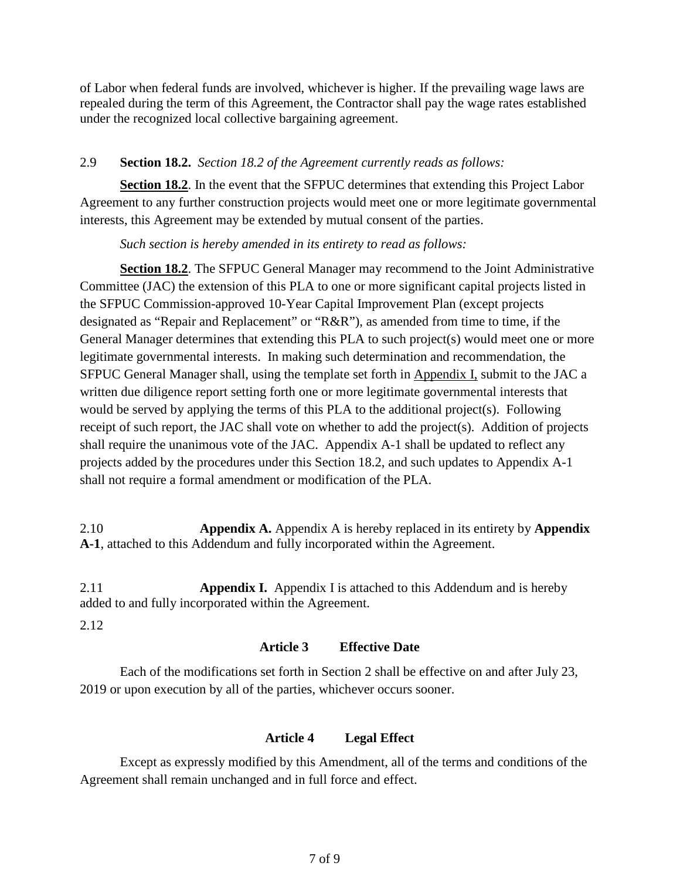of Labor when federal funds are involved, whichever is higher. If the prevailing wage laws are repealed during the term of this Agreement, the Contractor shall pay the wage rates established under the recognized local collective bargaining agreement.

2.9 **Section 18.2.** *Section 18.2 of the Agreement currently reads as follows:*

**Section 18.2**. In the event that the SFPUC determines that extending this Project Labor Agreement to any further construction projects would meet one or more legitimate governmental interests, this Agreement may be extended by mutual consent of the parties.

*Such section is hereby amended in its entirety to read as follows:*

**Section 18.2**. The SFPUC General Manager may recommend to the Joint Administrative Committee (JAC) the extension of this PLA to one or more significant capital projects listed in the SFPUC Commission-approved 10-Year Capital Improvement Plan (except projects designated as "Repair and Replacement" or "R&R"), as amended from time to time, if the General Manager determines that extending this PLA to such project(s) would meet one or more legitimate governmental interests. In making such determination and recommendation, the SFPUC General Manager shall, using the template set forth in Appendix I, submit to the JAC a written due diligence report setting forth one or more legitimate governmental interests that would be served by applying the terms of this PLA to the additional project(s). Following receipt of such report, the JAC shall vote on whether to add the project(s). Addition of projects shall require the unanimous vote of the JAC. Appendix A-1 shall be updated to reflect any projects added by the procedures under this Section 18.2, and such updates to Appendix A-1 shall not require a formal amendment or modification of the PLA.

2.10 **Appendix A.** Appendix A is hereby replaced in its entirety by **Appendix A-1**, attached to this Addendum and fully incorporated within the Agreement.

2.11 **Appendix I.** Appendix I is attached to this Addendum and is hereby added to and fully incorporated within the Agreement.

2.12

## Article 3 Effective Date

Each of the modifications set forth in Section 2 shall be effective on and after July 23, 2019 or upon execution by all of the parties, whichever occurs sooner.

## Article 4 Legal Effect

Except as expressly modified by this Amendment, all of the terms and conditions of the Agreement shall remain unchanged and in full force and effect.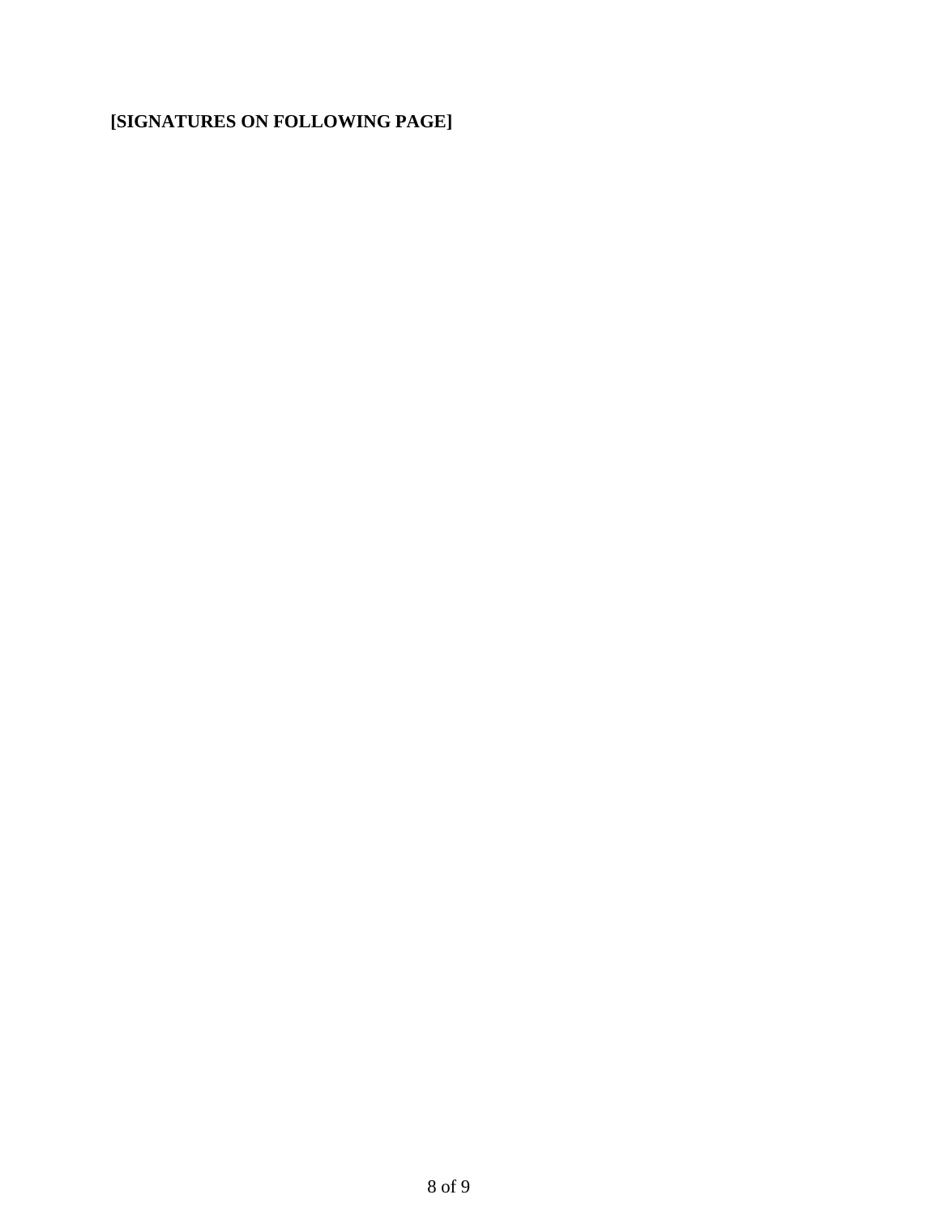**[SIGNATURES ON FOLLOWING PAGE]**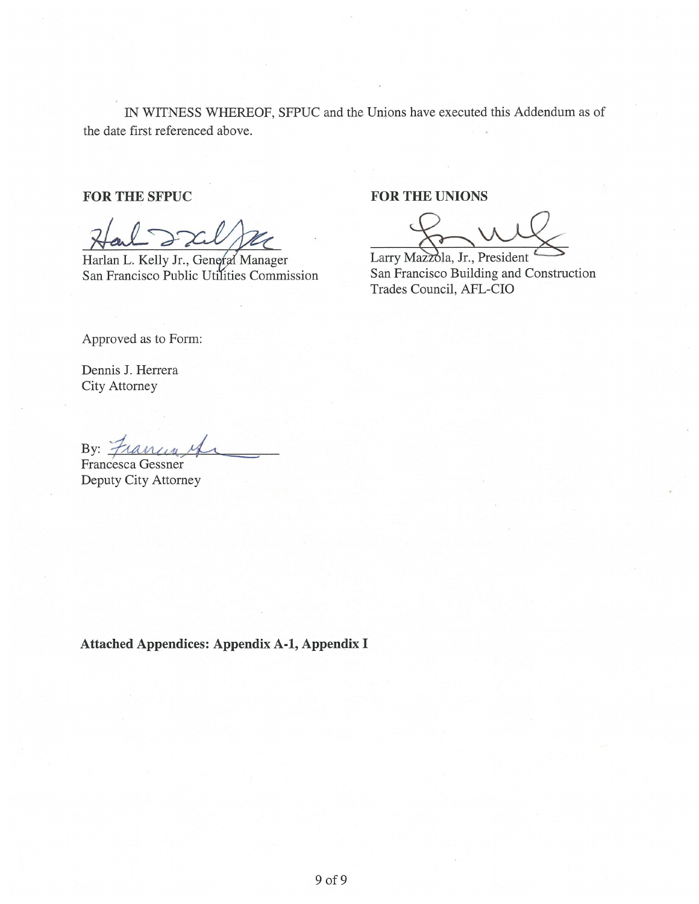IN WITNESS WHEREOF, SFPUC and the Unions have executed this Addendum as of the date first referenced above.

**FOR THE SFPUC**

Harlan L. Kelly Jr., General Manager
San Francisco Public Utilities Commission

**FOR THE UNIONS**

Larry Mazzola, Jr., President
San Francisco Building and Construction Trades Council, AFL-CIO

Approved as to Form:

Dennis J. Herrera
City Attorney

By: ______________________
Francesca Gessner
Deputy City Attorney

**Attached Appendices: Appendix A-1, Appendix I**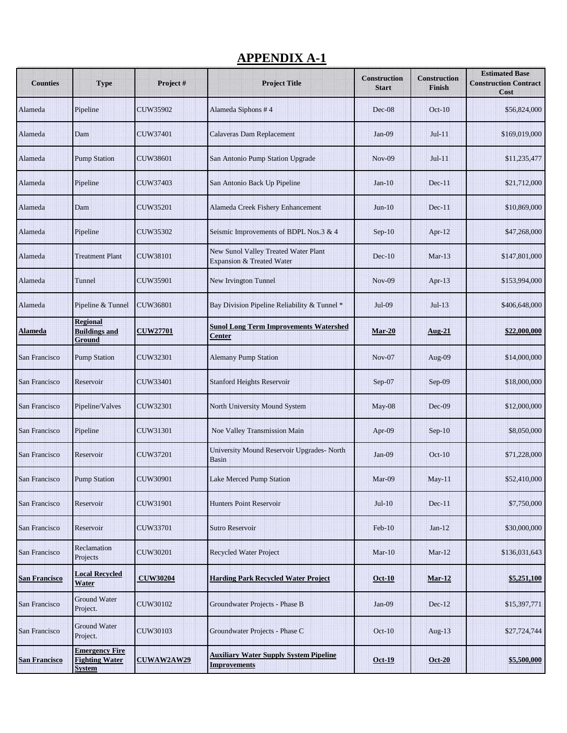# APPENDIX A-1

| Counties | Type | Project # | Project Title | Construction Start | Construction Finish | Estimated Base Construction Contract Cost |
|---|---|---|---|---|---|---|
| Alameda | Pipeline | CUW35902 | Alameda Siphons # 4 | Dec-08 | Oct-10 | $56,824,000 |
| Alameda | Dam | CUW37401 | Calaveras Dam Replacement | Jan-09 | Jul-11 | $169,019,000 |
| Alameda | Pump Station | CUW38601 | San Antonio Pump Station Upgrade | Nov-09 | Jul-11 | $11,235,477 |
| Alameda | Pipeline | CUW37403 | San Antonio Back Up Pipeline | Jan-10 | Dec-11 | $21,712,000 |
| Alameda | Dam | CUW35201 | Alameda Creek Fishery Enhancement | Jun-10 | Dec-11 | $10,869,000 |
| Alameda | Pipeline | CUW35302 | Seismic Improvements of BDPL Nos.3 & 4 | Sep-10 | Apr-12 | $47,268,000 |
| Alameda | Treatment Plant | CUW38101 | New Sunol Valley Treated Water Plant Expansion & Treated Water | Dec-10 | Mar-13 | $147,801,000 |
| Alameda | Tunnel | CUW35901 | New Irvington Tunnel | Nov-09 | Apr-13 | $153,994,000 |
| Alameda | Pipeline & Tunnel | CUW36801 | Bay Division Pipeline Reliability & Tunnel * | Jul-09 | Jul-13 | $406,648,000 |
| **Alameda** | **Regional Buildings and Ground** | **CUW27701** | **Sunol Long Term Improvements Watershed Center** | **Mar-20** | **Aug-21** | **$22,000,000** |
| San Francisco | Pump Station | CUW32301 | Alemany Pump Station | Nov-07 | Aug-09 | $14,000,000 |
| San Francisco | Reservoir | CUW33401 | Stanford Heights Reservoir | Sep-07 | Sep-09 | $18,000,000 |
| San Francisco | Pipeline/Valves | CUW32301 | North University Mound System | May-08 | Dec-09 | $12,000,000 |
| San Francisco | Pipeline | CUW31301 | Noe Valley Transmission Main | Apr-09 | Sep-10 | $8,050,000 |
| San Francisco | Reservoir | CUW37201 | University Mound Reservoir Upgrades- North Basin | Jan-09 | Oct-10 | $71,228,000 |
| San Francisco | Pump Station | CUW30901 | Lake Merced Pump Station | Mar-09 | May-11 | $52,410,000 |
| San Francisco | Reservoir | CUW31901 | Hunters Point Reservoir | Jul-10 | Dec-11 | $7,750,000 |
| San Francisco | Reservoir | CUW33701 | Sutro Reservoir | Feb-10 | Jan-12 | $30,000,000 |
| San Francisco | Reclamation Projects | CUW30201 | Recycled Water Project | Mar-10 | Mar-12 | $136,031,643 |
| **San Francisco** | **Local Recycled Water** | **CUW30204** | **Harding Park Recycled Water Project** | **Oct-10** | **Mar-12** | **$5,251,100** |
| San Francisco | Ground Water Project. | CUW30102 | Groundwater Projects - Phase B | Jan-09 | Dec-12 | $15,397,771 |
| San Francisco | Ground Water Project. | CUW30103 | Groundwater Projects - Phase C | Oct-10 | Aug-13 | $27,724,744 |
| **San Francisco** | **Emergency Fire Fighting Water System** | **CUWAW2AW29** | **Auxiliary Water Supply System Pipeline Improvements** | **Oct-19** | **Oct-20** | **$5,500,000** |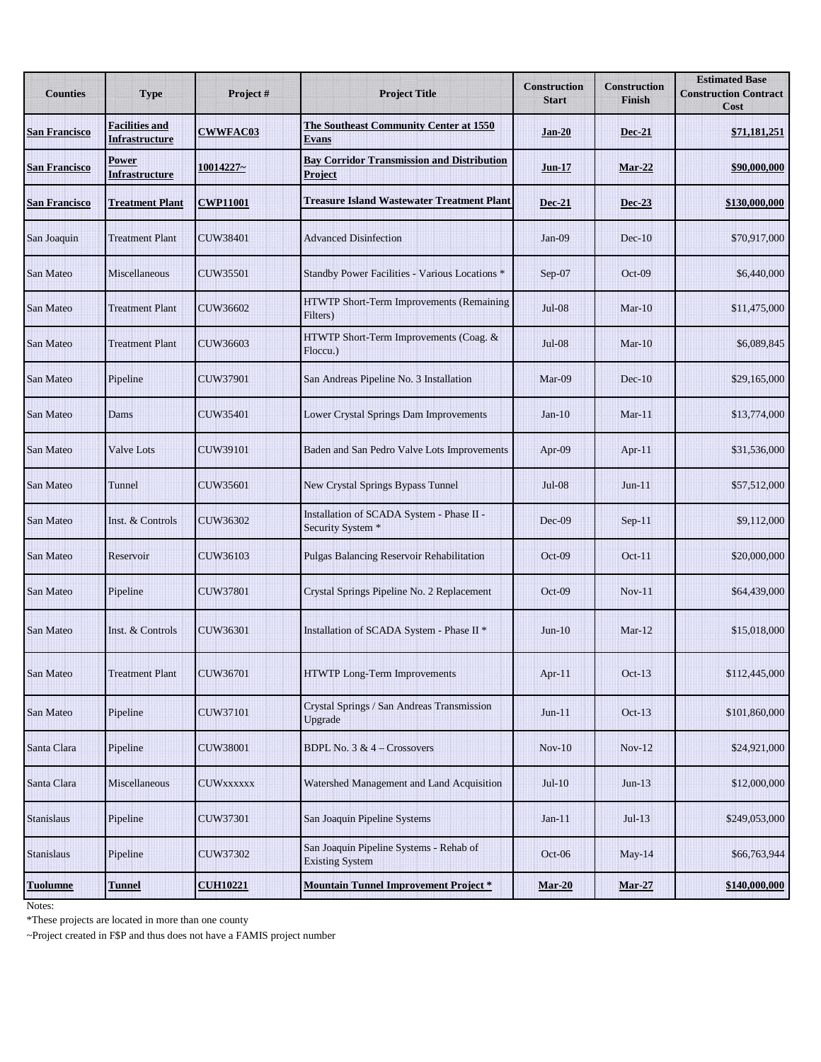| Counties | Type | Project # | Project Title | Construction Start | Construction Finish | Estimated Base Construction Contract Cost |
|---|---|---|---|---|---|---|
| **San Francisco** | **Facilities and Infrastructure** | **CWWFAC03** | **The Southeast Community Center at 1550 Evans** | **Jan-20** | **Dec-21** | **$71,181,251** |
| **San Francisco** | **Power Infrastructure** | **10014227~** | **Bay Corridor Transmission and Distribution Project** | **Jun-17** | **Mar-22** | **$90,000,000** |
| **San Francisco** | **Treatment Plant** | **CWP11001** | **Treasure Island Wastewater Treatment Plant** | **Dec-21** | **Dec-23** | **$130,000,000** |
| San Joaquin | Treatment Plant | CUW38401 | Advanced Disinfection | Jan-09 | Dec-10 | $70,917,000 |
| San Mateo | Miscellaneous | CUW35501 | Standby Power Facilities - Various Locations * | Sep-07 | Oct-09 | $6,440,000 |
| San Mateo | Treatment Plant | CUW36602 | HTWTP Short-Term Improvements (Remaining Filters) | Jul-08 | Mar-10 | $11,475,000 |
| San Mateo | Treatment Plant | CUW36603 | HTWTP Short-Term Improvements (Coag. & Floccu.) | Jul-08 | Mar-10 | $6,089,845 |
| San Mateo | Pipeline | CUW37901 | San Andreas Pipeline No. 3 Installation | Mar-09 | Dec-10 | $29,165,000 |
| San Mateo | Dams | CUW35401 | Lower Crystal Springs Dam Improvements | Jan-10 | Mar-11 | $13,774,000 |
| San Mateo | Valve Lots | CUW39101 | Baden and San Pedro Valve Lots Improvements | Apr-09 | Apr-11 | $31,536,000 |
| San Mateo | Tunnel | CUW35601 | New Crystal Springs Bypass Tunnel | Jul-08 | Jun-11 | $57,512,000 |
| San Mateo | Inst. & Controls | CUW36302 | Installation of SCADA System - Phase II - Security System * | Dec-09 | Sep-11 | $9,112,000 |
| San Mateo | Reservoir | CUW36103 | Pulgas Balancing Reservoir Rehabilitation | Oct-09 | Oct-11 | $20,000,000 |
| San Mateo | Pipeline | CUW37801 | Crystal Springs Pipeline No. 2 Replacement | Oct-09 | Nov-11 | $64,439,000 |
| San Mateo | Inst. & Controls | CUW36301 | Installation of SCADA System - Phase II * | Jun-10 | Mar-12 | $15,018,000 |
| San Mateo | Treatment Plant | CUW36701 | HTWTP Long-Term Improvements | Apr-11 | Oct-13 | $112,445,000 |
| San Mateo | Pipeline | CUW37101 | Crystal Springs / San Andreas Transmission Upgrade | Jun-11 | Oct-13 | $101,860,000 |
| Santa Clara | Pipeline | CUW38001 | BDPL No. 3 & 4 – Crossovers | Nov-10 | Nov-12 | $24,921,000 |
| Santa Clara | Miscellaneous | CUWxxxxxx | Watershed Management and Land Acquisition | Jul-10 | Jun-13 | $12,000,000 |
| Stanislaus | Pipeline | CUW37301 | San Joaquin Pipeline Systems | Jan-11 | Jul-13 | $249,053,000 |
| Stanislaus | Pipeline | CUW37302 | San Joaquin Pipeline Systems - Rehab of Existing System | Oct-06 | May-14 | $66,763,944 |
| **Tuolumne** | **Tunnel** | **CUH10221** | **Mountain Tunnel Improvement Project *** | **Mar-20** | **Mar-27** | **$140,000,000** |

Notes:

*These projects are located in more than one county

~Project created in F$P and thus does not have a FAMIS project number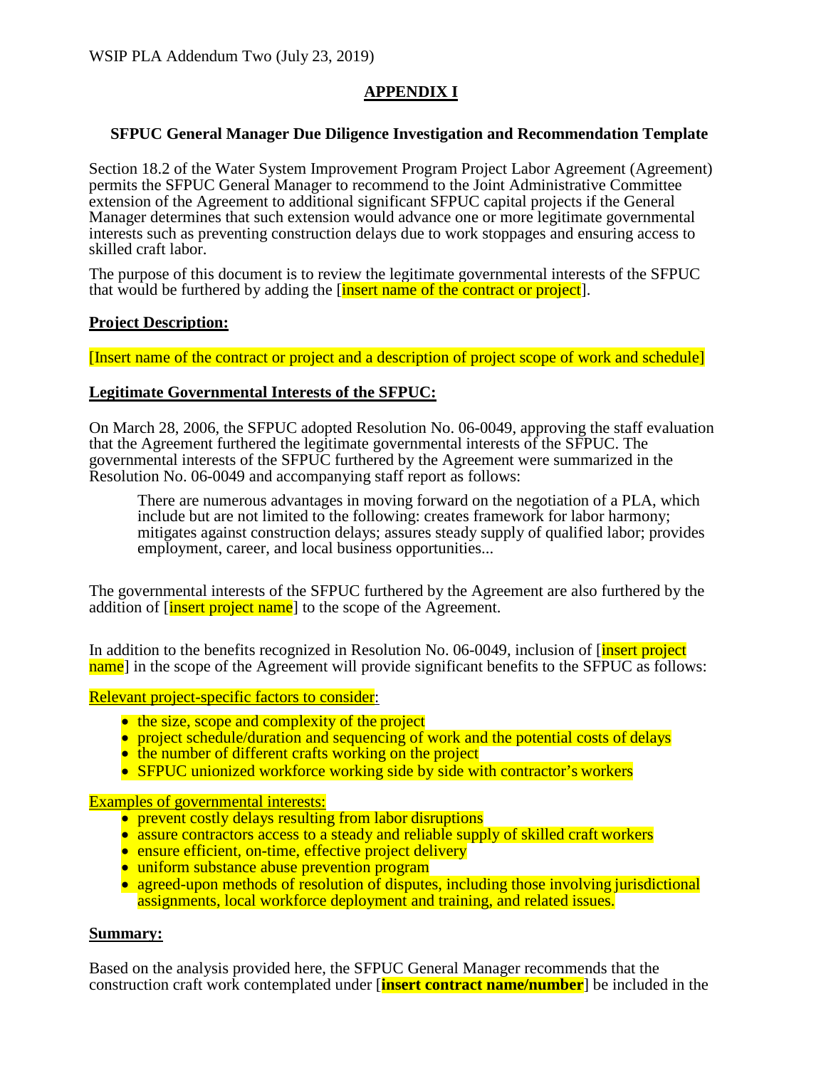WSIP PLA Addendum Two (July 23, 2019)

## APPENDIX I

### SFPUC General Manager Due Diligence Investigation and Recommendation Template

Section 18.2 of the Water System Improvement Program Project Labor Agreement (Agreement) permits the SFPUC General Manager to recommend to the Joint Administrative Committee extension of the Agreement to additional significant SFPUC capital projects if the General Manager determines that such extension would advance one or more legitimate governmental interests such as preventing construction delays due to work stoppages and ensuring access to skilled craft labor.

The purpose of this document is to review the legitimate governmental interests of the SFPUC that would be furthered by adding the [insert name of the contract or project].

**Project Description:**

[Insert name of the contract or project and a description of project scope of work and schedule]

**Legitimate Governmental Interests of the SFPUC:**

On March 28, 2006, the SFPUC adopted Resolution No. 06-0049, approving the staff evaluation that the Agreement furthered the legitimate governmental interests of the SFPUC. The governmental interests of the SFPUC furthered by the Agreement were summarized in the Resolution No. 06-0049 and accompanying staff report as follows:

> There are numerous advantages in moving forward on the negotiation of a PLA, which include but are not limited to the following: creates framework for labor harmony; mitigates against construction delays; assures steady supply of qualified labor; provides employment, career, and local business opportunities...

The governmental interests of the SFPUC furthered by the Agreement are also furthered by the addition of [insert project name] to the scope of the Agreement.

In addition to the benefits recognized in Resolution No. 06-0049, inclusion of [insert project name] in the scope of the Agreement will provide significant benefits to the SFPUC as follows:

Relevant project-specific factors to consider:

- the size, scope and complexity of the project
- project schedule/duration and sequencing of work and the potential costs of delays
- the number of different crafts working on the project
- SFPUC unionized workforce working side by side with contractor's workers

Examples of governmental interests:

- prevent costly delays resulting from labor disruptions
- assure contractors access to a steady and reliable supply of skilled craft workers
- ensure efficient, on-time, effective project delivery
- uniform substance abuse prevention program
- agreed-upon methods of resolution of disputes, including those involving jurisdictional assignments, local workforce deployment and training, and related issues.

**Summary:**

Based on the analysis provided here, the SFPUC General Manager recommends that the construction craft work contemplated under [**insert contract name/number**] be included in the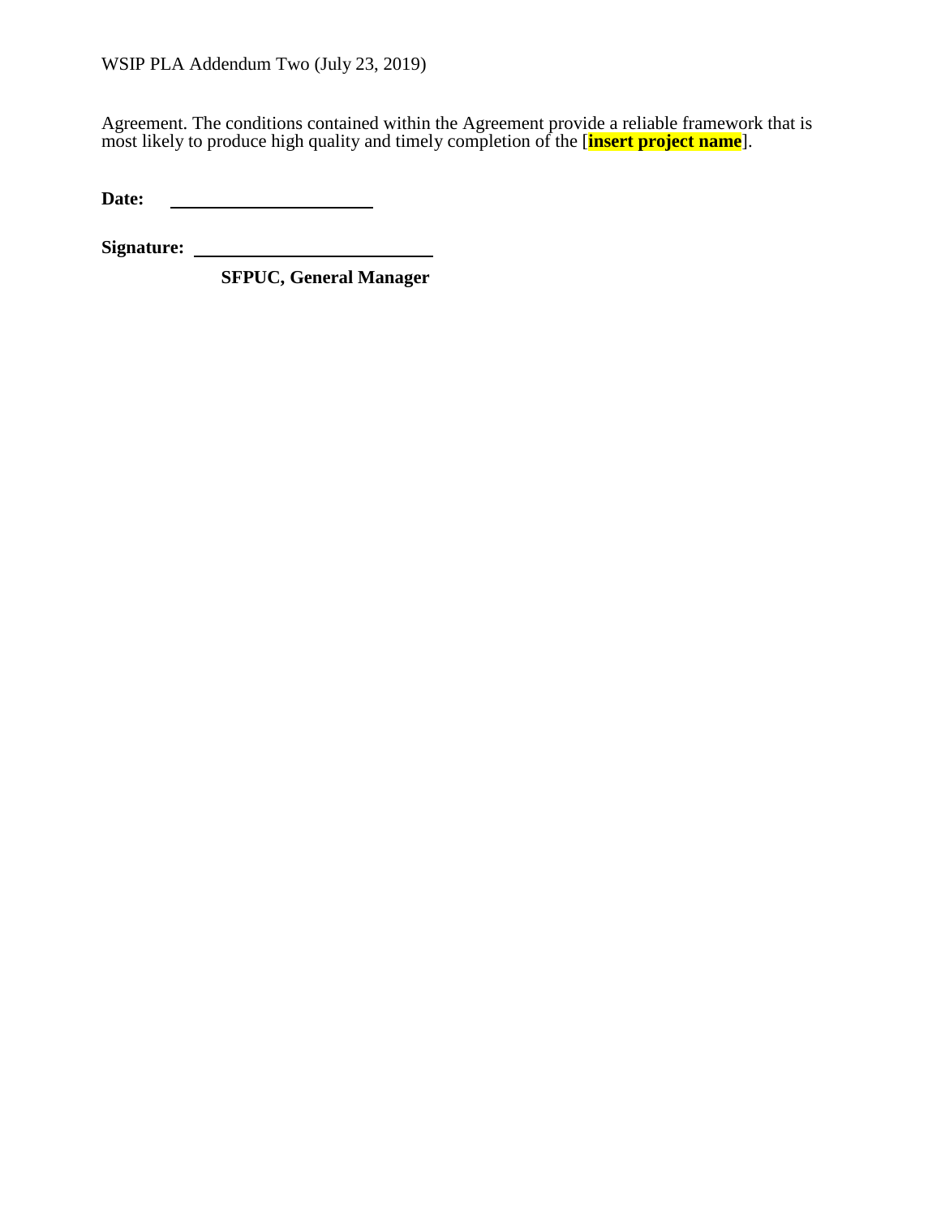Agreement. The conditions contained within the Agreement provide a reliable framework that is most likely to produce high quality and timely completion of the [**insert project name**].

**Date:** \_\_\_\_\_\_\_\_\_\_\_\_\_\_\_\_\_\_\_\_\_\_

**Signature:** \_\_\_\_\_\_\_\_\_\_\_\_\_\_\_\_\_\_\_\_\_\_\_\_\_\_

**SFPUC, General Manager**